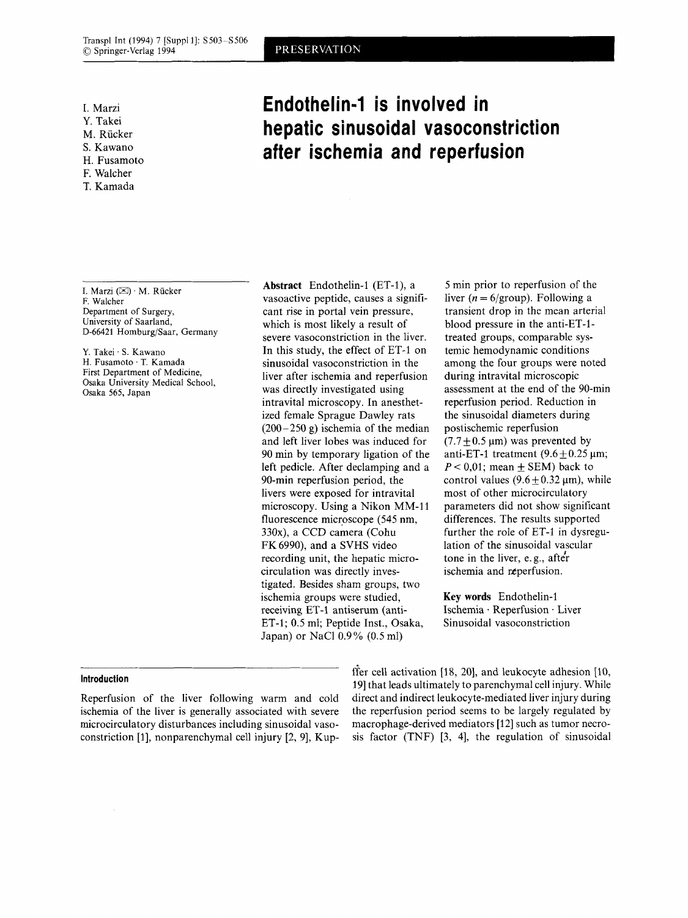PRESERVATION

I. Marzi
Y. Takei
M. Rücker
S. Kawano
H. Fusamoto
F. Walcher
T. Kamada

# Endothelin-1 is involved in hepatic sinusoidal vasoconstriction after ischemia and reperfusion

I. Marzi (✉) · M. Rücker
F. Walcher
Department of Surgery,
University of Saarland,
D-66421 Homburg/Saar, Germany

Y. Takei · S. Kawano
H. Fusamoto · T. Kamada
First Department of Medicine,
Osaka University Medical School,
Osaka 565, Japan

**Abstract** Endothelin-1 (ET-1), a vasoactive peptide, causes a significant rise in portal vein pressure, which is most likely a result of severe vasoconstriction in the liver. In this study, the effect of ET-1 on sinusoidal vasoconstriction in the liver after ischemia and reperfusion was directly investigated using intravital microscopy. In anesthetized female Sprague Dawley rats (200–250 g) ischemia of the median and left liver lobes was induced for 90 min by temporary ligation of the left pedicle. After declamping and a 90-min reperfusion period, the livers were exposed for intravital microscopy. Using a Nikon MM-11 fluorescence microscope (545 nm, 330x), a CCD camera (Cohu FK 6990), and a SVHS video recording unit, the hepatic microcirculation was directly investigated. Besides sham groups, two ischemia groups were studied, receiving ET-1 antiserum (anti-ET-1; 0.5 ml; Peptide Inst., Osaka, Japan) or NaCl 0.9% (0.5 ml) 5 min prior to reperfusion of the liver ($n = 6$/group). Following a transient drop in the mean arterial blood pressure in the anti-ET-1-treated groups, comparable systemic hemodynamic conditions among the four groups were noted during intravital microscopic assessment at the end of the 90-min reperfusion period. Reduction in the sinusoidal diameters during postischemic reperfusion ($7.7 \pm 0.5$ μm) was prevented by anti-ET-1 treatment ($9.6 \pm 0.25$ μm; $P < 0{,}01$; mean ± SEM) back to control values ($9.6 \pm 0.32$ μm), while most of other microcirculatory parameters did not show significant differences. The results supported further the role of ET-1 in dysregulation of the sinusoidal vascular tone in the liver, e.g., after ischemia and reperfusion.

**Key words** Endothelin-1 · Ischemia · Reperfusion · Liver · Sinusoidal vasoconstriction

## Introduction

Reperfusion of the liver following warm and cold ischemia of the liver is generally associated with severe microcirculatory disturbances including sinusoidal vasoconstriction [1], nonparenchymal cell injury [2, 9], Kupffer cell activation [18, 20], and leukocyte adhesion [10, 19] that leads ultimately to parenchymal cell injury. While direct and indirect leukocyte-mediated liver injury during the reperfusion period seems to be largely regulated by macrophage-derived mediators [12] such as tumor necrosis factor (TNF) [3, 4], the regulation of sinusoidal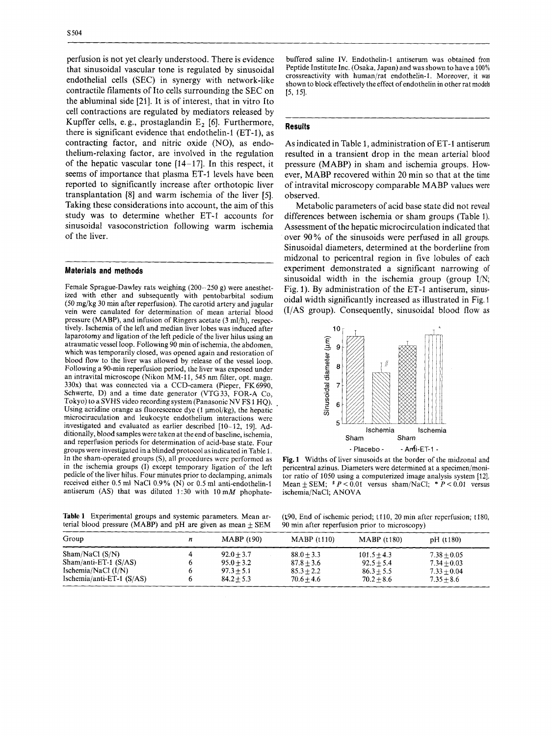perfusion is not yet clearly understood. There is evidence that sinusoidal vascular tone is regulated by sinusoidal endothelial cells (SEC) in synergy with network-like contractile filaments of Ito cells surrounding the SEC on the abluminal side [21]. It is of interest, that in vitro Ito cell contractions are regulated by mediators released by Kupffer cells, e.g., prostaglandin $E_2$ [6]. Furthermore, there is significant evidence that endothelin-1 (ET-1), as contracting factor, and nitric oxide (NO), as endothelium-relaxing factor, are involved in the regulation of the hepatic vascular tone [14–17]. In this respect, it seems of importance that plasma ET-1 levels have been reported to significantly increase after orthotopic liver transplantation [8] and warm ischemia of the liver [5]. Taking these considerations into account, the aim of this study was to determine whether ET-1 accounts for sinusoidal vasoconstriction following warm ischemia of the liver.

## Materials and methods

Female Sprague-Dawley rats weighing (200–250 g) were anesthetized with ether and subsequently with pentobarbital sodium (50 mg/kg 30 min after reperfusion). The carotid artery and jugular vein were canulated for determination of mean arterial blood pressure (MABP), and infusion of Ringers acetate (3 ml/h), respectively. Ischemia of the left and median liver lobes was induced after laparotomy and ligation of the left pedicle of the liver hilus using an atraumatic vessel loop. Following 90 min of ischemia, the abdomen, which was temporarily closed, was opened again and restoration of blood flow to the liver was allowed by release of the vessel loop. Following a 90-min reperfusion period, the liver was exposed under an intravital microscope (Nikon MM-11, 545 nm filter, opt. magn. 330x) that was connected via a CCD-camera (Pieper, FK6990, Schwerte, D) and a time date generator (VTG33, FOR-A Co, Tokyo) to a SVHS video recording system (Panasonic NV FS1 HQ). Using acridine orange as fluorescence dye (1 µmol/kg), the hepatic microciruculation and leukocyte endothelium interactions were investigated and evaluated as earlier described [10–12, 19]. Additionally, blood samples were taken at the end of baseline, ischemia, and reperfusion periods for determination of acid-base state. Four groups were investigated in a blinded protocol as indicated in Table 1. In the sham-operated groups (S), all procedures were performed as in the ischemia groups (I) except temporary ligation of the left pedicle of the liver hilus. Four minutes prior to declamping, animals received either 0.5 ml NaCl 0.9% (N) or 0.5 ml anti-endothelin-1 antiserum (AS) that was diluted 1:30 with 10 m*M* phophate-buffered saline IV. Endothelin-1 antiserum was obtained from Peptide Institute Inc. (Osaka, Japan) and was shown to have a 100% crossreactivity with human/rat endothelin-1. Moreover, it was shown to block effectively the effect of endothelin in other rat models [5, 15].

## Results

As indicated in Table 1, administration of ET-1 antiserum resulted in a transient drop in the mean arterial blood pressure (MABP) in sham and ischemia groups. However, MABP recovered within 20 min so that at the time of intravital microscopy comparable MABP values were observed.

Metabolic parameters of acid base state did not reveal differences between ischemia or sham groups (Table 1). Assessment of the hepatic microcirculation indicated that over 90% of the sinusoids were perfused in all groups. Sinusoidal diameters, determined at the borderline from midzonal to pericentral region in five lobules of each experiment demonstrated a significant narrowing of sinusoidal width in the ischemia group (group I/N; Fig. 1). By administration of the ET-1 antiserum, sinusoidal width significantly increased as illustrated in Fig. 1 (I/AS group). Consequently, sinusoidal blood flow as

**Fig. 1** Widths of liver sinusoids at the border of the midzonal and pericentral azinus. Diameters were determined at a specimen/monitor ratio of 1050 using a computerized image analysis system [12]. Mean ± SEM; # $P < 0.01$ versus sham/NaCl; * $P < 0.01$ versus ischemia/NaCl; ANOVA

**Table 1** Experimental groups and systemic parameters. Mean arterial blood pressure (MABP) and pH are given as mean ± SEM (t90, End of ischemic period; t110, 20 min after reperfusion; t180, 90 min after reperfusion prior to microscopy)

| Group | *n* | MABP (t90) | MABP (t110) | MABP (t180) | pH (t180) |
|---|---|---|---|---|---|
| Sham/NaCl (S/N) | 4 | 92.0 ± 3.7 | 88.0 ± 3.3 | 101.5 ± 4.3 | 7.38 ± 0.05 |
| Sham/anti-ET-1 (S/AS) | 6 | 95.0 ± 3.2 | 87.8 ± 3.6 | 92.5 ± 5.4 | 7.34 ± 0.03 |
| Ischemia/NaCl (I/N) | 6 | 97.3 ± 5.1 | 85.3 ± 2.2 | 86.3 ± 5.5 | 7.33 ± 0.04 |
| Ischemia/anti-ET-1 (S/AS) | 6 | 84.2 ± 5.3 | 70.6 ± 4.6 | 70.2 ± 8.6 | 7.35 ± 8.6 |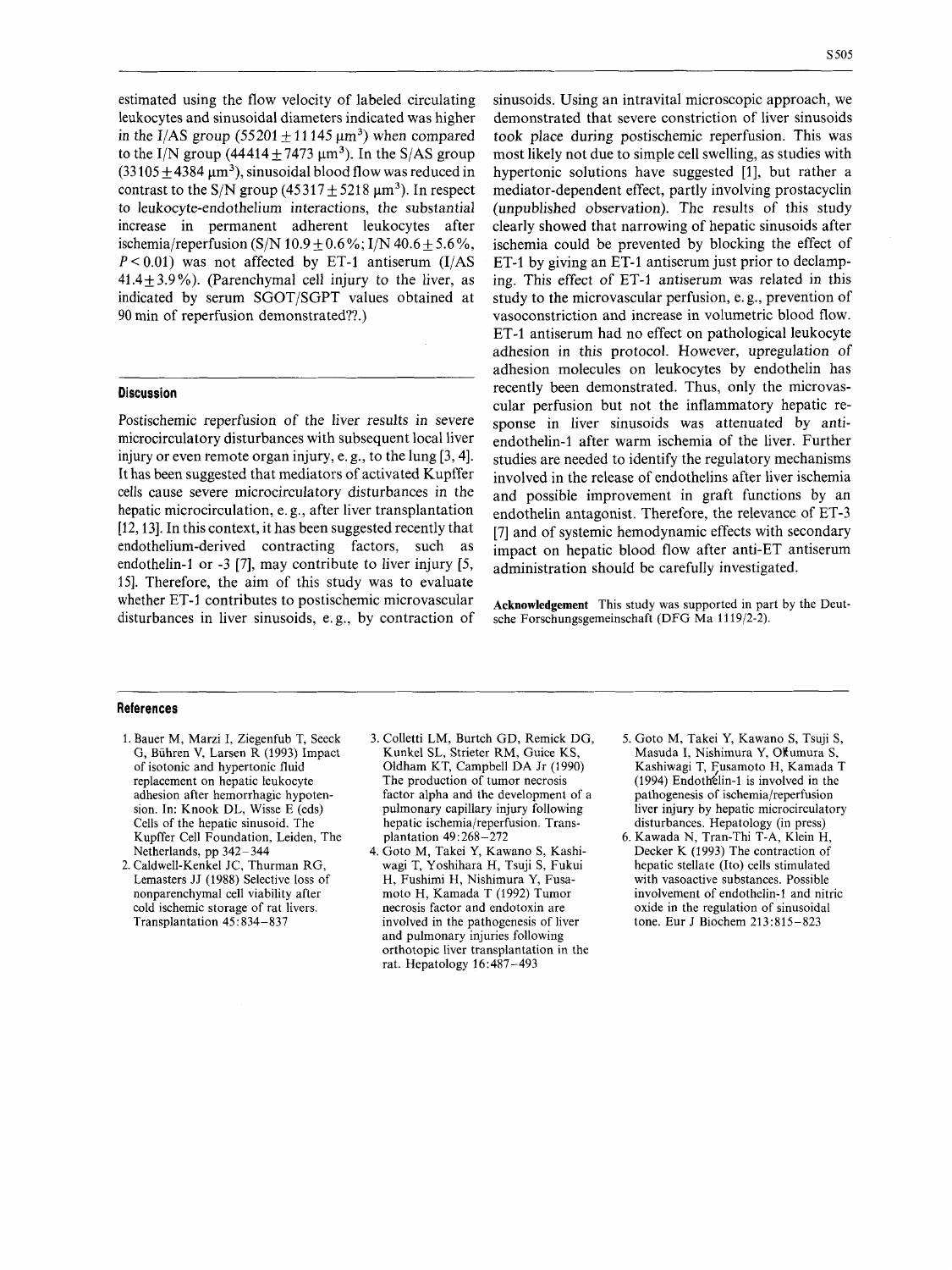estimated using the flow velocity of labeled circulating leukocytes and sinusoidal diameters indicated was higher in the I/AS group ($55201 \pm 11145\ \mu m^3$) when compared to the I/N group ($44414 \pm 7473\ \mu m^3$). In the S/AS group ($33105 \pm 4384\ \mu m^3$), sinusoidal blood flow was reduced in contrast to the S/N group ($45317 \pm 5218\ \mu m^3$). In respect to leukocyte-endothelium interactions, the substantial increase in permanent adherent leukocytes after ischemia/reperfusion (S/N $10.9 \pm 0.6$%; I/N $40.6 \pm 5.6$%, $P < 0.01$) was not affected by ET-1 antiserum (I/AS $41.4 \pm 3.9$%). (Parenchymal cell injury to the liver, as indicated by serum SGOT/SGPT values obtained at 90 min of reperfusion demonstrated??.)

## Discussion

Postischemic reperfusion of the liver results in severe microcirculatory disturbances with subsequent local liver injury or even remote organ injury, e. g., to the lung [3, 4]. It has been suggested that mediators of activated Kupffer cells cause severe microcirculatory disturbances in the hepatic microcirculation, e. g., after liver transplantation [12, 13]. In this context, it has been suggested recently that endothelium-derived contracting factors, such as endothelin-1 or -3 [7], may contribute to liver injury [5, 15]. Therefore, the aim of this study was to evaluate whether ET-1 contributes to postischemic microvascular disturbances in liver sinusoids, e. g., by contraction of sinusoids. Using an intravital microscopic approach, we demonstrated that severe constriction of liver sinusoids took place during postischemic reperfusion. This was most likely not due to simple cell swelling, as studies with hypertonic solutions have suggested [1], but rather a mediator-dependent effect, partly involving prostacyclin (unpublished observation). The results of this study clearly showed that narrowing of hepatic sinusoids after ischemia could be prevented by blocking the effect of ET-1 by giving an ET-1 antiserum just prior to declamping. This effect of ET-1 antiserum was related in this study to the microvascular perfusion, e. g., prevention of vasoconstriction and increase in volumetric blood flow. ET-1 antiserum had no effect on pathological leukocyte adhesion in this protocol. However, upregulation of adhesion molecules on leukocytes by endothelin has recently been demonstrated. Thus, only the microvascular perfusion but not the inflammatory hepatic response in liver sinusoids was attenuated by anti-endothelin-1 after warm ischemia of the liver. Further studies are needed to identify the regulatory mechanisms involved in the release of endothelins after liver ischemia and possible improvement in graft functions by an endothelin antagonist. Therefore, the relevance of ET-3 [7] and of systemic hemodynamic effects with secondary impact on hepatic blood flow after anti-ET antiserum administration should be carefully investigated.

**Acknowledgement** This study was supported in part by the Deutsche Forschungsgemeinschaft (DFG Ma 1119/2-2).

## References

1. Bauer M, Marzi I, Ziegenfub T, Seeck G, Bühren V, Larsen R (1993) Impact of isotonic and hypertonic fluid replacement on hepatic leukocyte adhesion after hemorrhagic hypotension. In: Knook DL, Wisse E (eds) Cells of the hepatic sinusoid. The Kupffer Cell Foundation, Leiden, The Netherlands, pp 342–344
2. Caldwell-Kenkel JC, Thurman RG, Lemasters JJ (1988) Selective loss of nonparenchymal cell viability after cold ischemic storage of rat livers. Transplantation 45:834–837
3. Colletti LM, Burtch GD, Remick DG, Kunkel SL, Strieter RM, Guice KS, Oldham KT, Campbell DA Jr (1990) The production of tumor necrosis factor alpha and the development of a pulmonary capillary injury following hepatic ischemia/reperfusion. Transplantation 49:268–272
4. Goto M, Takei Y, Kawano S, Kashiwagi T, Yoshihara H, Tsuji S, Fukui H, Fushimi H, Nishimura Y, Fusamoto H, Kamada T (1992) Tumor necrosis factor and endotoxin are involved in the pathogenesis of liver and pulmonary injuries following orthotopic liver transplantation in the rat. Hepatology 16:487–493
5. Goto M, Takei Y, Kawano S, Tsuji S, Masuda I, Nishimura Y, Okumura S, Kashiwagi T, Fusamoto H, Kamada T (1994) Endothelin-1 is involved in the pathogenesis of ischemia/reperfusion liver injury by hepatic microcirculatory disturbances. Hepatology (in press)
6. Kawada N, Tran-Thi T-A, Klein H, Decker K (1993) The contraction of hepatic stellate (Ito) cells stimulated with vasoactive substances. Possible involvement of endothelin-1 and nitric oxide in the regulation of sinusoidal tone. Eur J Biochem 213:815–823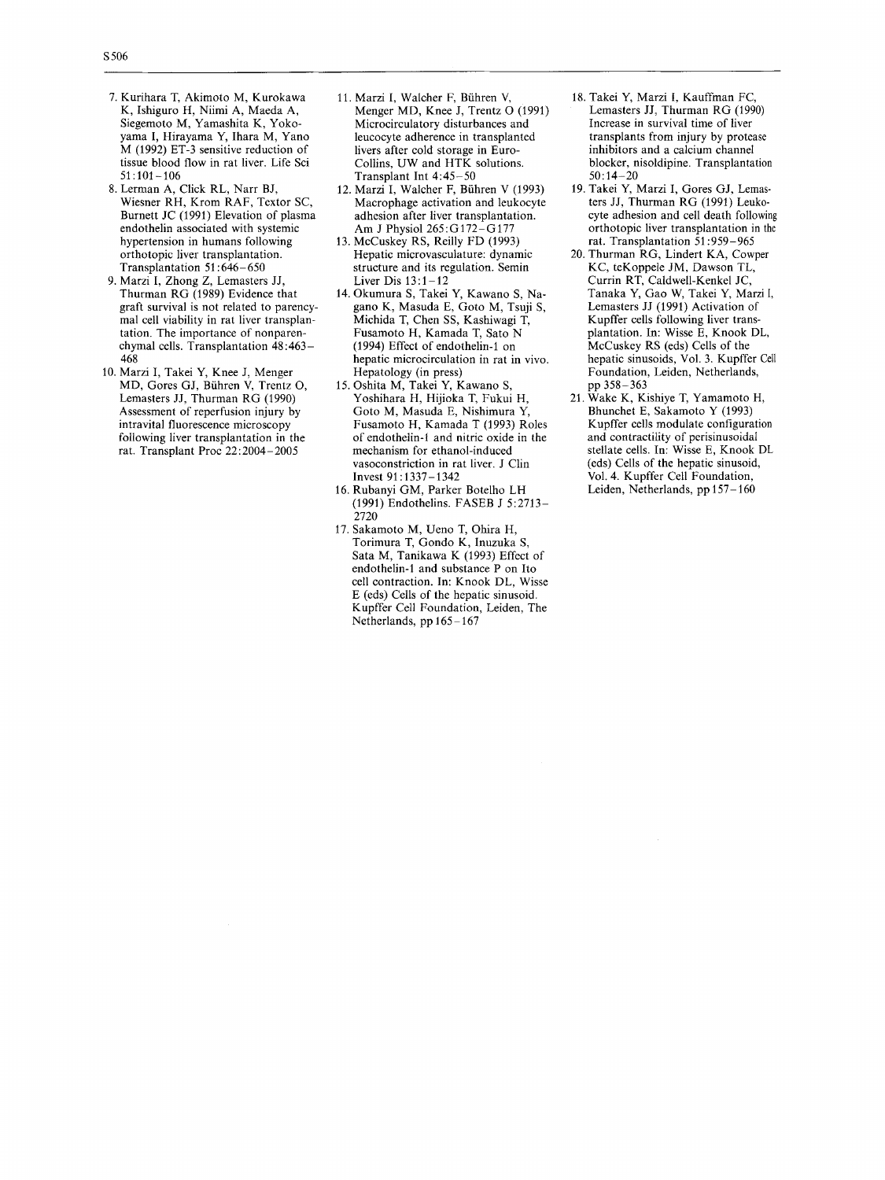7. Kurihara T, Akimoto M, Kurokawa K, Ishiguro H, Niimi A, Maeda A, Siegemoto M, Yamashita K, Yokoyama I, Hirayama Y, Ihara M, Yano M (1992) ET-3 sensitive reduction of tissue blood flow in rat liver. Life Sci 51:101–106
8. Lerman A, Click RL, Narr BJ, Wiesner RH, Krom RAF, Textor SC, Burnett JC (1991) Elevation of plasma endothelin associated with systemic hypertension in humans following orthotopic liver transplantation. Transplantation 51:646–650
9. Marzi I, Zhong Z, Lemasters JJ, Thurman RG (1989) Evidence that graft survival is not related to parencymal cell viability in rat liver transplantation. The importance of nonparenchymal cells. Transplantation 48:463–468
10. Marzi I, Takei Y, Knee J, Menger MD, Gores GJ, Bühren V, Trentz O, Lemasters JJ, Thurman RG (1990) Assessment of reperfusion injury by intravital fluorescence microscopy following liver transplantation in the rat. Transplant Proc 22:2004–2005
11. Marzi I, Walcher F, Bühren V, Menger MD, Knee J, Trentz O (1991) Microcirculatory disturbances and leucocyte adherence in transplanted livers after cold storage in Euro-Collins, UW and HTK solutions. Transplant Int 4:45–50
12. Marzi I, Walcher F, Bühren V (1993) Macrophage activation and leukocyte adhesion after liver transplantation. Am J Physiol 265:G172–G177
13. McCuskey RS, Reilly FD (1993) Hepatic microvasculature: dynamic structure and its regulation. Semin Liver Dis 13:1–12
14. Okumura S, Takei Y, Kawano S, Nagano K, Masuda E, Goto M, Tsuji S, Michida T, Chen SS, Kashiwagi T, Fusamoto H, Kamada T, Sato N (1994) Effect of endothelin-1 on hepatic microcirculation in rat in vivo. Hepatology (in press)
15. Oshita M, Takei Y, Kawano S, Yoshihara H, Hijioka T, Fukui H, Goto M, Masuda E, Nishimura Y, Fusamoto H, Kamada T (1993) Roles of endothelin-1 and nitric oxide in the mechanism for ethanol-induced vasoconstriction in rat liver. J Clin Invest 91:1337–1342
16. Rubanyi GM, Parker Botelho LH (1991) Endothelins. FASEB J 5:2713–2720
17. Sakamoto M, Ueno T, Ohira H, Torimura T, Gondo K, Inuzuka S, Sata M, Tanikawa K (1993) Effect of endothelin-1 and substance P on Ito cell contraction. In: Knook DL, Wisse E (eds) Cells of the hepatic sinusoid. Kupffer Cell Foundation, Leiden, The Netherlands, pp 165–167
18. Takei Y, Marzi I, Kauffman FC, Lemasters JJ, Thurman RG (1990) Increase in survival time of liver transplants from injury by protease inhibitors and a calcium channel blocker, nisoldipine. Transplantation 50:14–20
19. Takei Y, Marzi I, Gores GJ, Lemasters JJ, Thurman RG (1991) Leukocyte adhesion and cell death following orthotopic liver transplantation in the rat. Transplantation 51:959–965
20. Thurman RG, Lindert KA, Cowper KC, teKoppele JM, Dawson TL, Currin RT, Caldwell-Kenkel JC, Tanaka Y, Gao W, Takei Y, Marzi I, Lemasters JJ (1991) Activation of Kupffer cells following liver transplantation. In: Wisse E, Knook DL, McCuskey RS (eds) Cells of the hepatic sinusoids, Vol. 3. Kupffer Cell Foundation, Leiden, Netherlands, pp 358–363
21. Wake K, Kishiye T, Yamamoto H, Bhunchet E, Sakamoto Y (1993) Kupffer cells modulate configuration and contractility of perisinusoidal stellate cells. In: Wisse E, Knook DL (eds) Cells of the hepatic sinusoid, Vol. 4. Kupffer Cell Foundation, Leiden, Netherlands, pp 157–160